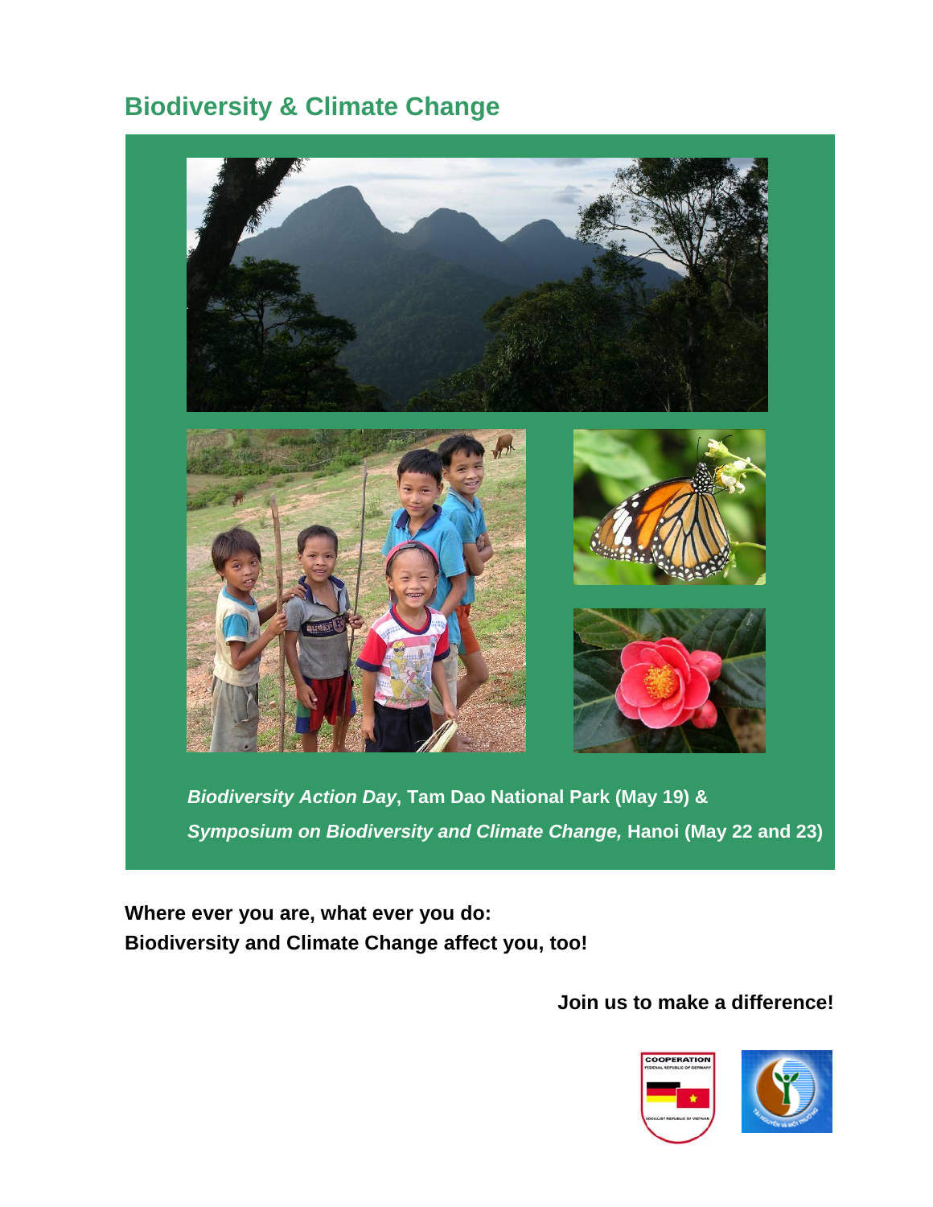# Biodiversity & Climate Change

***Biodiversity Action Day*, Tam Dao National Park (May 19) &**

***Symposium on Biodiversity and Climate Change,* Hanoi (May 22 and 23)**

**Where ever you are, what ever you do:**
**Biodiversity and Climate Change affect you, too!**

**Join us to make a difference!**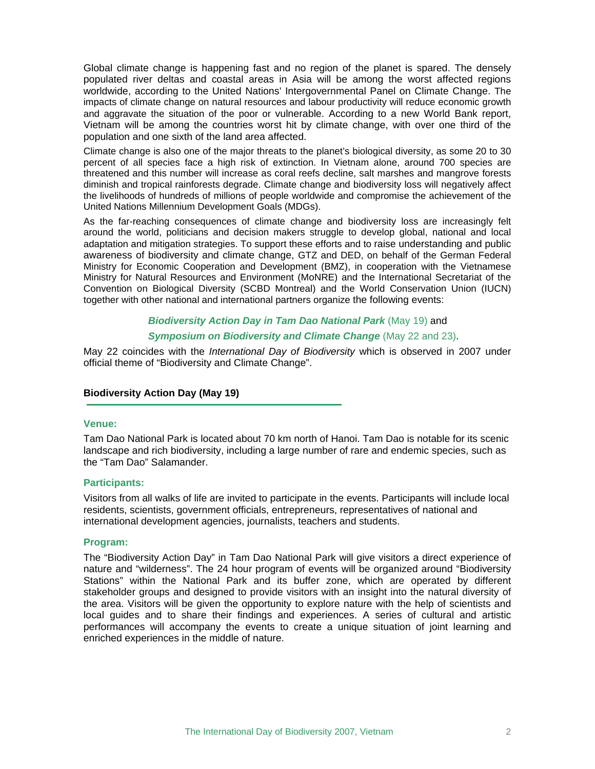Global climate change is happening fast and no region of the planet is spared. The densely populated river deltas and coastal areas in Asia will be among the worst affected regions worldwide, according to the United Nations' Intergovernmental Panel on Climate Change. The impacts of climate change on natural resources and labour productivity will reduce economic growth and aggravate the situation of the poor or vulnerable. According to a new World Bank report, Vietnam will be among the countries worst hit by climate change, with over one third of the population and one sixth of the land area affected.

Climate change is also one of the major threats to the planet's biological diversity, as some 20 to 30 percent of all species face a high risk of extinction. In Vietnam alone, around 700 species are threatened and this number will increase as coral reefs decline, salt marshes and mangrove forests diminish and tropical rainforests degrade. Climate change and biodiversity loss will negatively affect the livelihoods of hundreds of millions of people worldwide and compromise the achievement of the United Nations Millennium Development Goals (MDGs).

As the far-reaching consequences of climate change and biodiversity loss are increasingly felt around the world, politicians and decision makers struggle to develop global, national and local adaptation and mitigation strategies. To support these efforts and to raise understanding and public awareness of biodiversity and climate change, GTZ and DED, on behalf of the German Federal Ministry for Economic Cooperation and Development (BMZ), in cooperation with the Vietnamese Ministry for Natural Resources and Environment (MoNRE) and the International Secretariat of the Convention on Biological Diversity (SCBD Montreal) and the World Conservation Union (IUCN) together with other national and international partners organize the following events:

***Biodiversity Action Day in Tam Dao National Park*** (May 19) and

***Symposium on Biodiversity and Climate Change*** (May 22 and 23).

May 22 coincides with the *International Day of Biodiversity* which is observed in 2007 under official theme of "Biodiversity and Climate Change".

## Biodiversity Action Day (May 19)

### Venue:

Tam Dao National Park is located about 70 km north of Hanoi. Tam Dao is notable for its scenic landscape and rich biodiversity, including a large number of rare and endemic species, such as the "Tam Dao" Salamander.

### Participants:

Visitors from all walks of life are invited to participate in the events. Participants will include local residents, scientists, government officials, entrepreneurs, representatives of national and international development agencies, journalists, teachers and students.

### Program:

The "Biodiversity Action Day" in Tam Dao National Park will give visitors a direct experience of nature and "wilderness". The 24 hour program of events will be organized around "Biodiversity Stations" within the National Park and its buffer zone, which are operated by different stakeholder groups and designed to provide visitors with an insight into the natural diversity of the area. Visitors will be given the opportunity to explore nature with the help of scientists and local guides and to share their findings and experiences. A series of cultural and artistic performances will accompany the events to create a unique situation of joint learning and enriched experiences in the middle of nature.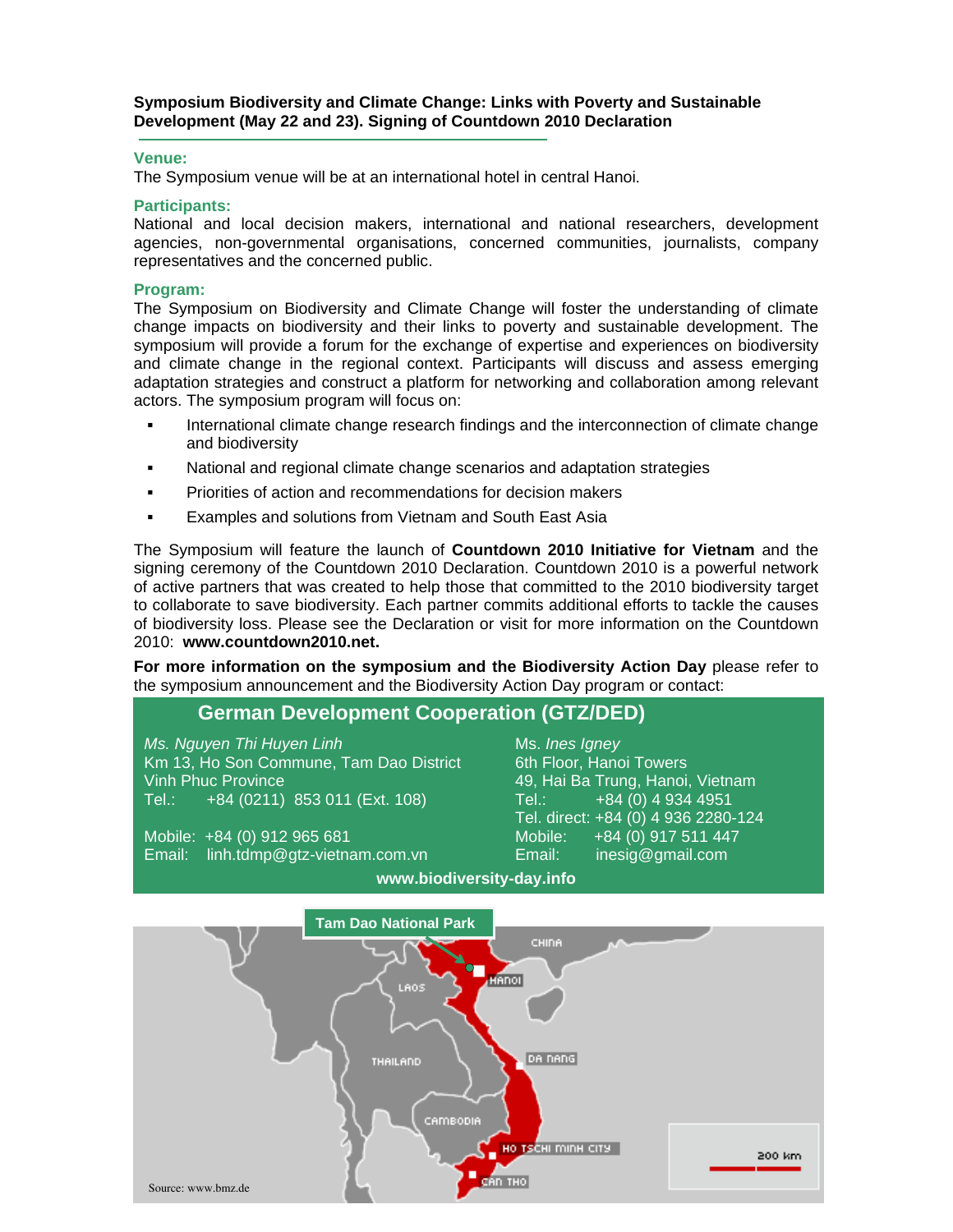**Symposium Biodiversity and Climate Change: Links with Poverty and Sustainable Development (May 22 and 23). Signing of Countdown 2010 Declaration**

### Venue:

The Symposium venue will be at an international hotel in central Hanoi.

### Participants:

National and local decision makers, international and national researchers, development agencies, non-governmental organisations, concerned communities, journalists, company representatives and the concerned public.

### Program:

The Symposium on Biodiversity and Climate Change will foster the understanding of climate change impacts on biodiversity and their links to poverty and sustainable development. The symposium will provide a forum for the exchange of expertise and experiences on biodiversity and climate change in the regional context. Participants will discuss and assess emerging adaptation strategies and construct a platform for networking and collaboration among relevant actors. The symposium program will focus on:

- International climate change research findings and the interconnection of climate change and biodiversity
- National and regional climate change scenarios and adaptation strategies
- Priorities of action and recommendations for decision makers
- Examples and solutions from Vietnam and South East Asia

The Symposium will feature the launch of **Countdown 2010 Initiative for Vietnam** and the signing ceremony of the Countdown 2010 Declaration. Countdown 2010 is a powerful network of active partners that was created to help those that committed to the 2010 biodiversity target to collaborate to save biodiversity. Each partner commits additional efforts to tackle the causes of biodiversity loss. Please see the Declaration or visit for more information on the Countdown 2010: **www.countdown2010.net.**

**For more information on the symposium and the Biodiversity Action Day** please refer to the symposium announcement and the Biodiversity Action Day program or contact:

## German Development Cooperation (GTZ/DED)

*Ms. Nguyen Thi Huyen Linh*
Km 13, Ho Son Commune, Tam Dao District
Vinh Phuc Province
Tel.: +84 (0211) 853 011 (Ext. 108)

Mobile: +84 (0) 912 965 681
Email: linh.tdmp@gtz-vietnam.com.vn

Ms. *Ines Igney*
6th Floor, Hanoi Towers
49, Hai Ba Trung, Hanoi, Vietnam
Tel.: +84 (0) 4 934 4951
Tel. direct: +84 (0) 4 936 2280-124
Mobile: +84 (0) 917 511 447
Email: inesig@gmail.com

**www.biodiversity-day.info**

Tam Dao National Park

CHINA

HANOI

LAOS

THAILAND

DA NANG

CAMBODIA

HO TSCHI MINH CITY

CAN THO

200 km

Source: www.bmz.de